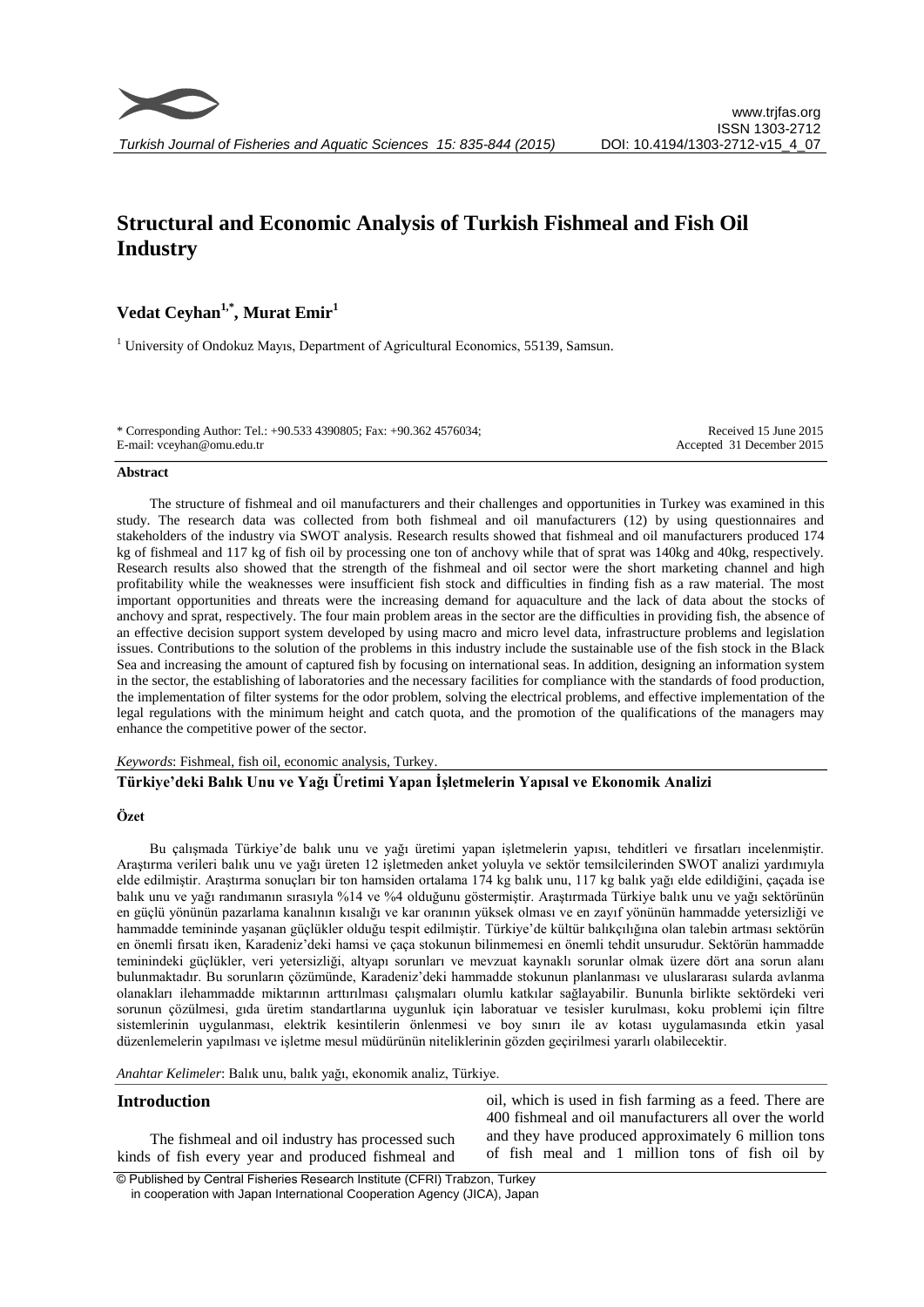# Structural and Economic Analysis of Turkish Fishmeal and Fish Oil Industry

**Vedat Ceyhan[1,*], Murat Emir[1]**

[1] University of Ondokuz Mayıs, Department of Agricultural Economics, 55139, Samsun.

\* Corresponding Author: Tel.: +90.533 4390805; Fax: +90.362 4576034; E-mail: vceyhan@omu.edu.tr

Received 15 June 2015
Accepted 31 December 2015

## Abstract

The structure of fishmeal and oil manufacturers and their challenges and opportunities in Turkey was examined in this study. The research data was collected from both fishmeal and oil manufacturers (12) by using questionnaires and stakeholders of the industry via SWOT analysis. Research results showed that fishmeal and oil manufacturers produced 174 kg of fishmeal and 117 kg of fish oil by processing one ton of anchovy while that of sprat was 140kg and 40kg, respectively. Research results also showed that the strength of the fishmeal and oil sector were the short marketing channel and high profitability while the weaknesses were insufficient fish stock and difficulties in finding fish as a raw material. The most important opportunities and threats were the increasing demand for aquaculture and the lack of data about the stocks of anchovy and sprat, respectively. The four main problem areas in the sector are the difficulties in providing fish, the absence of an effective decision support system developed by using macro and micro level data, infrastructure problems and legislation issues. Contributions to the solution of the problems in this industry include the sustainable use of the fish stock in the Black Sea and increasing the amount of captured fish by focusing on international seas. In addition, designing an information system in the sector, the establishing of laboratories and the necessary facilities for compliance with the standards of food production, the implementation of filter systems for the odor problem, solving the electrical problems, and effective implementation of the legal regulations with the minimum height and catch quota, and the promotion of the qualifications of the managers may enhance the competitive power of the sector.

*Keywords*: Fishmeal, fish oil, economic analysis, Turkey.

## Türkiye'deki Balık Unu ve Yağı Üretimi Yapan İşletmelerin Yapısal ve Ekonomik Analizi

### Özet

Bu çalışmada Türkiye'de balık unu ve yağı üretimi yapan işletmelerin yapısı, tehditleri ve fırsatları incelenmiştir. Araştırma verileri balık unu ve yağı üreten 12 işletmeden anket yoluyla ve sektör temsilcilerinden SWOT analizi yardımıyla elde edilmiştir. Araştırma sonuçları bir ton hamsiden ortalama 174 kg balık unu, 117 kg balık yağı elde edildiğini, çaçada ise balık unu ve yağı randımanın sırasıyla %14 ve %4 olduğunu göstermiştir. Araştırmada Türkiye balık unu ve yağı sektörünün en güçlü yönünün pazarlama kanalının kısalığı ve kar oranının yüksek olması ve en zayıf yönünün hammadde yetersizliği ve hammadde temininde yaşanan güçlükler olduğu tespit edilmiştir. Türkiye'de kültür balıkçılığına olan talebin artması sektörün en önemli fırsatı iken, Karadeniz'deki hamsi ve çaça stokunun bilinmemesi en önemli tehdit unsurudur. Sektörün hammadde temininde ki güçlükler, veri yetersizliği, altyapı sorunları ve mevzuat kaynaklı sorunlar olmak üzere dört ana sorun alanı bulunmaktadır. Bu sorunların çözümünde, Karadeniz'deki hammadde stokunun planlanması ve uluslararası sularda avlanma olanakları ilehammadde miktarının arttırılması çalışmaları olumlu katkılar sağlayabilir. Bununla birlikte sektördeki veri sorunun çözülmesi, gıda üretim standartlarına uygunluk için laboratuar ve tesisler kurulması, koku problemi için filtre sistemlerinin uygulanması, elektrik kesintilerin önlenmesi ve boy sınırı ile av kotası uygulamasında etkin yasal düzenlemelerin yapılması ve işletme mesul müdürünün niteliklerinin gözden geçirilmesi yararlı olabilecektir.

*Anahtar Kelimeler*: Balık unu, balık yağı, ekonomik analiz, Türkiye.

## Introduction

The fishmeal and oil industry has processed such kinds of fish every year and produced fishmeal and oil, which is used in fish farming as a feed. There are 400 fishmeal and oil manufacturers all over the world and they have produced approximately 6 million tons of fish meal and 1 million tons of fish oil by

© Published by Central Fisheries Research Institute (CFRI) Trabzon, Turkey in cooperation with Japan International Cooperation Agency (JICA), Japan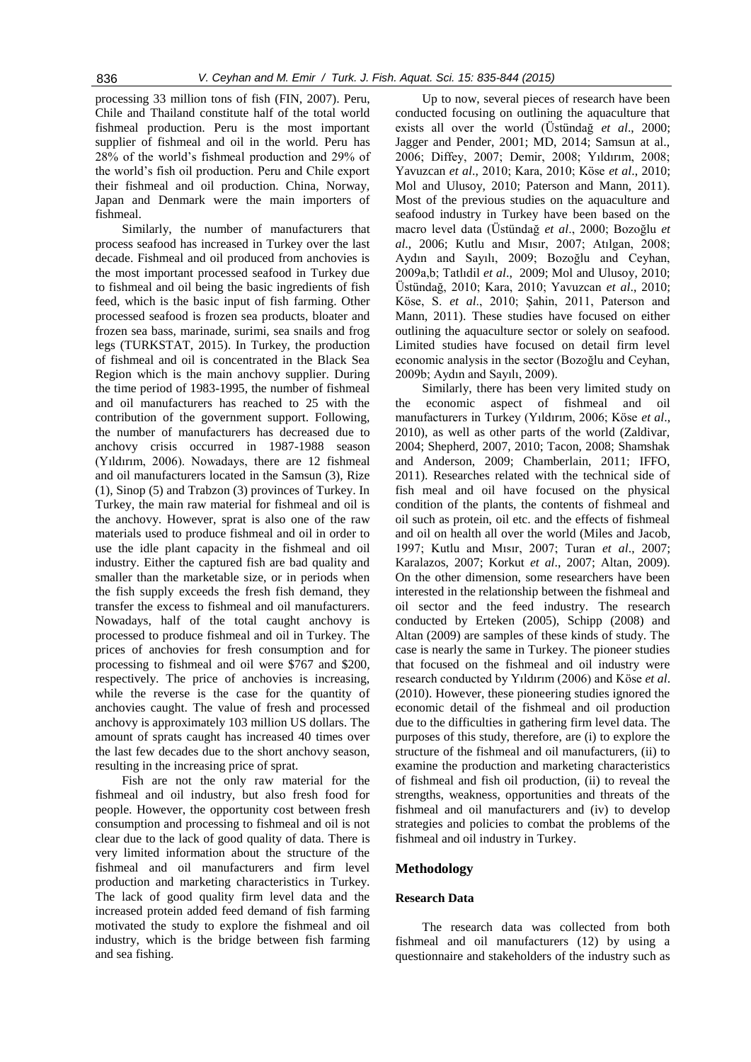processing 33 million tons of fish (FIN, 2007). Peru, Chile and Thailand constitute half of the total world fishmeal production. Peru is the most important supplier of fishmeal and oil in the world. Peru has 28% of the world's fishmeal production and 29% of the world's fish oil production. Peru and Chile export their fishmeal and oil production. China, Norway, Japan and Denmark were the main importers of fishmeal.

Similarly, the number of manufacturers that process seafood has increased in Turkey over the last decade. Fishmeal and oil produced from anchovies is the most important processed seafood in Turkey due to fishmeal and oil being the basic ingredients of fish feed, which is the basic input of fish farming. Other processed seafood is frozen sea products, bloater and frozen sea bass, marinade, surimi, sea snails and frog legs (TURKSTAT, 2015). In Turkey, the production of fishmeal and oil is concentrated in the Black Sea Region which is the main anchovy supplier. During the time period of 1983-1995, the number of fishmeal and oil manufacturers has reached to 25 with the contribution of the government support. Following, the number of manufacturers has decreased due to anchovy crisis occurred in 1987-1988 season (Yıldırım, 2006). Nowadays, there are 12 fishmeal and oil manufacturers located in the Samsun (3), Rize (1), Sinop (5) and Trabzon (3) provinces of Turkey. In Turkey, the main raw material for fishmeal and oil is the anchovy. However, sprat is also one of the raw materials used to produce fishmeal and oil in order to use the idle plant capacity in the fishmeal and oil industry. Either the captured fish are bad quality and smaller than the marketable size, or in periods when the fish supply exceeds the fresh fish demand, they transfer the excess to fishmeal and oil manufacturers. Nowadays, half of the total caught anchovy is processed to produce fishmeal and oil in Turkey. The prices of anchovies for fresh consumption and for processing to fishmeal and oil were $767 and $200, respectively. The price of anchovies is increasing, while the reverse is the case for the quantity of anchovies caught. The value of fresh and processed anchovy is approximately 103 million US dollars. The amount of sprats caught has increased 40 times over the last few decades due to the short anchovy season, resulting in the increasing price of sprat.

Fish are not the only raw material for the fishmeal and oil industry, but also fresh food for people. However, the opportunity cost between fresh consumption and processing to fishmeal and oil is not clear due to the lack of good quality of data. There is very limited information about the structure of the fishmeal and oil manufacturers and firm level production and marketing characteristics in Turkey. The lack of good quality firm level data and the increased protein added feed demand of fish farming motivated the study to explore the fishmeal and oil industry, which is the bridge between fish farming and sea fishing.

Up to now, several pieces of research have been conducted focusing on outlining the aquaculture that exists all over the world (Üstündağ *et al*., 2000; Jagger and Pender, 2001; MD, 2014; Samsun at al., 2006; Diffey, 2007; Demir, 2008; Yıldırım, 2008; Yavuzcan *et al*., 2010; Kara, 2010; Köse *et al*., 2010; Mol and Ulusoy, 2010; Paterson and Mann, 2011). Most of the previous studies on the aquaculture and seafood industry in Turkey have been based on the macro level data (Üstündağ *et al*., 2000; Bozoğlu *et al*., 2006; Kutlu and Mısır, 2007; Atılgan, 2008; Aydın and Sayılı, 2009; Bozoğlu and Ceyhan, 2009a,b; Tatlıdil *et al*., 2009; Mol and Ulusoy, 2010; Üstündağ, 2010; Kara, 2010; Yavuzcan *et al*., 2010; Köse, S. *et al*., 2010; Şahin, 2011, Paterson and Mann, 2011). These studies have focused on either outlining the aquaculture sector or solely on seafood. Limited studies have focused on detail firm level economic analysis in the sector (Bozoğlu and Ceyhan, 2009b; Aydın and Sayılı, 2009).

Similarly, there has been very limited study on the economic aspect of fishmeal and oil manufacturers in Turkey (Yıldırım, 2006; Köse *et al*., 2010), as well as other parts of the world (Zaldivar, 2004; Shepherd, 2007, 2010; Tacon, 2008; Shamshak and Anderson, 2009; Chamberlain, 2011; IFFO, 2011). Researches related with the technical side of fish meal and oil have focused on the physical condition of the plants, the contents of fishmeal and oil such as protein, oil etc. and the effects of fishmeal and oil on health all over the world (Miles and Jacob, 1997; Kutlu and Mısır, 2007; Turan *et al*., 2007; Karalazos, 2007; Korkut *et al*., 2007; Altan, 2009). On the other dimension, some researchers have been interested in the relationship between the fishmeal and oil sector and the feed industry. The research conducted by Erteken (2005), Schipp (2008) and Altan (2009) are samples of these kinds of study. The case is nearly the same in Turkey. The pioneer studies that focused on the fishmeal and oil industry were research conducted by Yıldırım (2006) and Köse *et al*. (2010). However, these pioneering studies ignored the economic detail of the fishmeal and oil production due to the difficulties in gathering firm level data. The purposes of this study, therefore, are (i) to explore the structure of the fishmeal and oil manufacturers, (ii) to examine the production and marketing characteristics of fishmeal and fish oil production, (ii) to reveal the strengths, weakness, opportunities and threats of the fishmeal and oil manufacturers and (iv) to develop strategies and policies to combat the problems of the fishmeal and oil industry in Turkey.

## Methodology

### Research Data

The research data was collected from both fishmeal and oil manufacturers (12) by using a questionnaire and stakeholders of the industry such as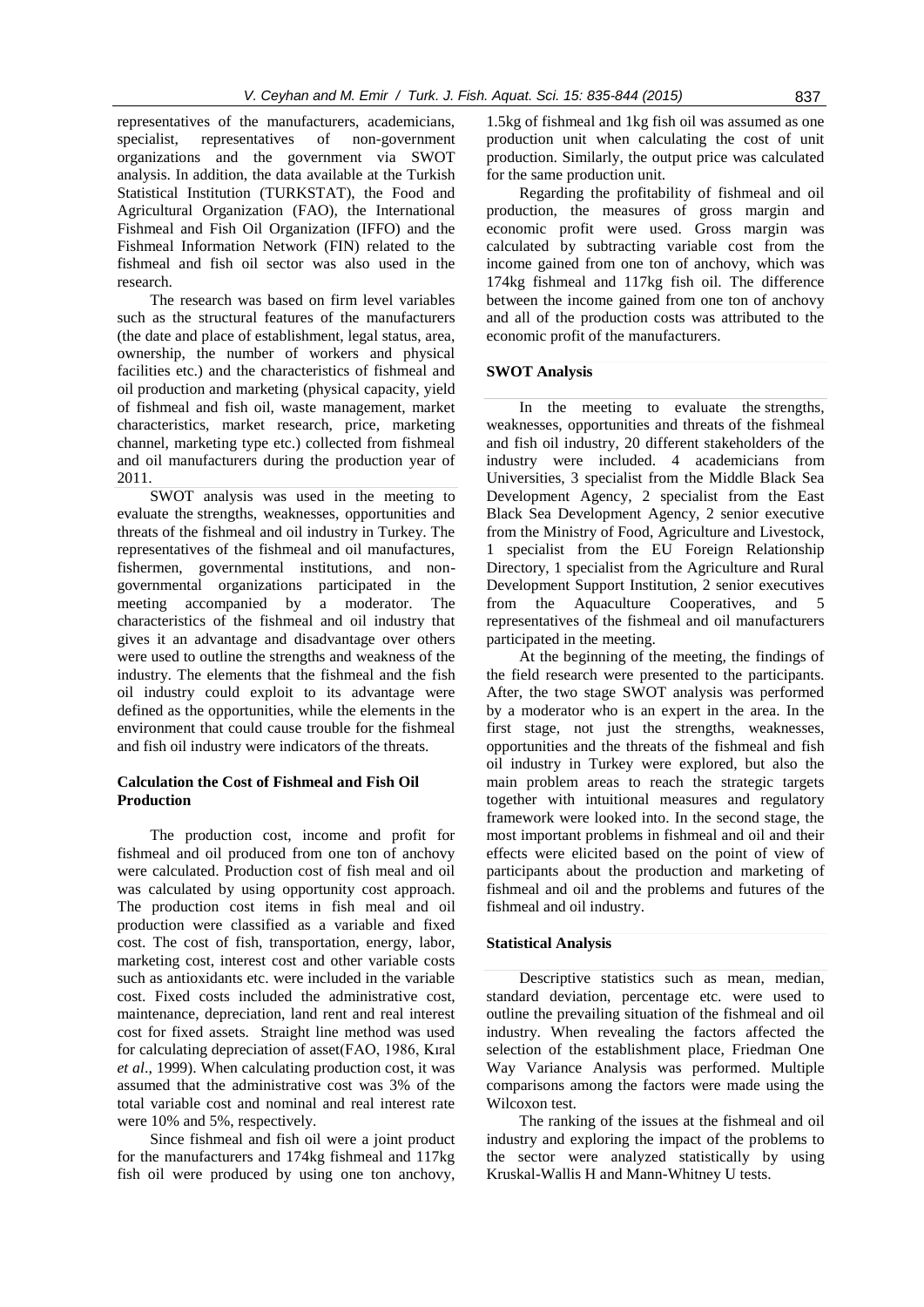representatives of the manufacturers, academicians, specialist, representatives of non-government organizations and the government via SWOT analysis. In addition, the data available at the Turkish Statistical Institution (TURKSTAT), the Food and Agricultural Organization (FAO), the International Fishmeal and Fish Oil Organization (IFFO) and the Fishmeal Information Network (FIN) related to the fishmeal and fish oil sector was also used in the research.

The research was based on firm level variables such as the structural features of the manufacturers (the date and place of establishment, legal status, area, ownership, the number of workers and physical facilities etc.) and the characteristics of fishmeal and oil production and marketing (physical capacity, yield of fishmeal and fish oil, waste management, market characteristics, market research, price, marketing channel, marketing type etc.) collected from fishmeal and oil manufacturers during the production year of 2011.

SWOT analysis was used in the meeting to evaluate the strengths, weaknesses, opportunities and threats of the fishmeal and oil industry in Turkey. The representatives of the fishmeal and oil manufactures, fishermen, governmental institutions, and non-governmental organizations participated in the meeting accompanied by a moderator. The characteristics of the fishmeal and oil industry that gives it an advantage and disadvantage over others were used to outline the strengths and weakness of the industry. The elements that the fishmeal and the fish oil industry could exploit to its advantage were defined as the opportunities, while the elements in the environment that could cause trouble for the fishmeal and fish oil industry were indicators of the threats.

### Calculation the Cost of Fishmeal and Fish Oil Production

The production cost, income and profit for fishmeal and oil produced from one ton of anchovy were calculated. Production cost of fish meal and oil was calculated by using opportunity cost approach. The production cost items in fish meal and oil production were classified as a variable and fixed cost. The cost of fish, transportation, energy, labor, marketing cost, interest cost and other variable costs such as antioxidants etc. were included in the variable cost. Fixed costs included the administrative cost, maintenance, depreciation, land rent and real interest cost for fixed assets. Straight line method was used for calculating depreciation of asset(FAO, 1986, Kıral *et al*., 1999). When calculating production cost, it was assumed that the administrative cost was 3% of the total variable cost and nominal and real interest rate were 10% and 5%, respectively.

Since fishmeal and fish oil were a joint product for the manufacturers and 174kg fishmeal and 117kg fish oil were produced by using one ton anchovy, 1.5kg of fishmeal and 1kg fish oil was assumed as one production unit when calculating the cost of unit production. Similarly, the output price was calculated for the same production unit.

Regarding the profitability of fishmeal and oil production, the measures of gross margin and economic profit were used. Gross margin was calculated by subtracting variable cost from the income gained from one ton of anchovy, which was 174kg fishmeal and 117kg fish oil. The difference between the income gained from one ton of anchovy and all of the production costs was attributed to the economic profit of the manufacturers.

### SWOT Analysis

In the meeting to evaluate the strengths, weaknesses, opportunities and threats of the fishmeal and fish oil industry, 20 different stakeholders of the industry were included. 4 academicians from Universities, 3 specialist from the Middle Black Sea Development Agency, 2 specialist from the East Black Sea Development Agency, 2 senior executive from the Ministry of Food, Agriculture and Livestock, 1 specialist from the EU Foreign Relationship Directory, 1 specialist from the Agriculture and Rural Development Support Institution, 2 senior executives from the Aquaculture Cooperatives, and 5 representatives of the fishmeal and oil manufacturers participated in the meeting.

At the beginning of the meeting, the findings of the field research were presented to the participants. After, the two stage SWOT analysis was performed by a moderator who is an expert in the area. In the first stage, not just the strengths, weaknesses, opportunities and the threats of the fishmeal and fish oil industry in Turkey were explored, but also the main problem areas to reach the strategic targets together with intuitional measures and regulatory framework were looked into. In the second stage, the most important problems in fishmeal and oil and their effects were elicited based on the point of view of participants about the production and marketing of fishmeal and oil and the problems and futures of the fishmeal and oil industry.

### Statistical Analysis

Descriptive statistics such as mean, median, standard deviation, percentage etc. were used to outline the prevailing situation of the fishmeal and oil industry. When revealing the factors affected the selection of the establishment place, Friedman One Way Variance Analysis was performed. Multiple comparisons among the factors were made using the Wilcoxon test.

The ranking of the issues at the fishmeal and oil industry and exploring the impact of the problems to the sector were analyzed statistically by using Kruskal-Wallis H and Mann-Whitney U tests.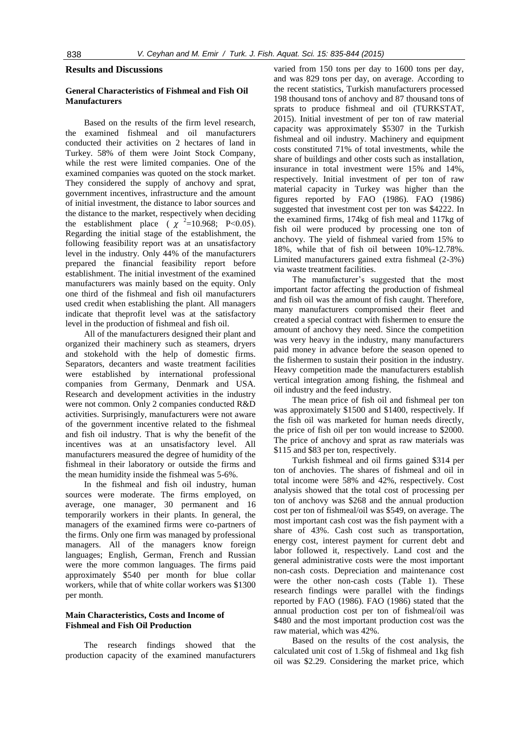## Results and Discussions

### General Characteristics of Fishmeal and Fish Oil Manufacturers

Based on the results of the firm level research, the examined fishmeal and oil manufacturers conducted their activities on 2 hectares of land in Turkey. 58% of them were Joint Stock Company, while the rest were limited companies. One of the examined companies was quoted on the stock market. They considered the supply of anchovy and sprat, government incentives, infrastructure and the amount of initial investment, the distance to labor sources and the distance to the market, respectively when deciding the establishment place ( $\chi^2$=10.968; P<0.05). Regarding the initial stage of the establishment, the following feasibility report was at an unsatisfactory level in the industry. Only 44% of the manufacturers prepared the financial feasibility report before establishment. The initial investment of the examined manufacturers was mainly based on the equity. Only one third of the fishmeal and fish oil manufacturers used credit when establishing the plant. All managers indicate that theprofit level was at the satisfactory level in the production of fishmeal and fish oil.

All of the manufacturers designed their plant and organized their machinery such as steamers, dryers and stokehold with the help of domestic firms. Separators, decanters and waste treatment facilities were established by international professional companies from Germany, Denmark and USA. Research and development activities in the industry were not common. Only 2 companies conducted R&D activities. Surprisingly, manufacturers were not aware of the government incentive related to the fishmeal and fish oil industry. That is why the benefit of the incentives was at an unsatisfactory level. All manufacturers measured the degree of humidity of the fishmeal in their laboratory or outside the firms and the mean humidity inside the fishmeal was 5-6%.

In the fishmeal and fish oil industry, human sources were moderate. The firms employed, on average, one manager, 30 permanent and 16 temporarily workers in their plants. In general, the managers of the examined firms were co-partners of the firms. Only one firm was managed by professional managers. All of the managers know foreign languages; English, German, French and Russian were the more common languages. The firms paid approximately $540 per month for blue collar workers, while that of white collar workers was $1300 per month.

### Main Characteristics, Costs and Income of Fishmeal and Fish Oil Production

The research findings showed that the production capacity of the examined manufacturers varied from 150 tons per day to 1600 tons per day, and was 829 tons per day, on average. According to the recent statistics, Turkish manufacturers processed 198 thousand tons of anchovy and 87 thousand tons of sprats to produce fishmeal and oil (TURKSTAT, 2015). Initial investment of per ton of raw material capacity was approximately $5307 in the Turkish fishmeal and oil industry. Machinery and equipment costs constituted 71% of total investments, while the share of buildings and other costs such as installation, insurance in total investment were 15% and 14%, respectively. Initial investment of per ton of raw material capacity in Turkey was higher than the figures reported by FAO (1986). FAO (1986) suggested that investment cost per ton was $4222. In the examined firms, 174kg of fish meal and 117kg of fish oil were produced by processing one ton of anchovy. The yield of fishmeal varied from 15% to 18%, while that of fish oil between 10%-12.78%. Limited manufacturers gained extra fishmeal (2-3%) via waste treatment facilities.

The manufacturer's suggested that the most important factor affecting the production of fishmeal and fish oil was the amount of fish caught. Therefore, many manufacturers compromised their fleet and created a special contract with fishermen to ensure the amount of anchovy they need. Since the competition was very heavy in the industry, many manufacturers paid money in advance before the season opened to the fishermen to sustain their position in the industry. Heavy competition made the manufacturers establish vertical integration among fishing, the fishmeal and oil industry and the feed industry.

The mean price of fish oil and fishmeal per ton was approximately $1500 and $1400, respectively. If the fish oil was marketed for human needs directly, the price of fish oil per ton would increase to $2000. The price of anchovy and sprat as raw materials was $115 and $83 per ton, respectively.

Turkish fishmeal and oil firms gained $314 per ton of anchovies. The shares of fishmeal and oil in total income were 58% and 42%, respectively. Cost analysis showed that the total cost of processing per ton of anchovy was $268 and the annual production cost per ton of fishmeal/oil was $549, on average. The most important cash cost was the fish payment with a share of 43%. Cash cost such as transportation, energy cost, interest payment for current debt and labor followed it, respectively. Land cost and the general administrative costs were the most important non-cash costs. Depreciation and maintenance cost were the other non-cash costs (Table 1). These research findings were parallel with the findings reported by FAO (1986). FAO (1986) stated that the annual production cost per ton of fishmeal/oil was $480 and the most important production cost was the raw material, which was 42%.

Based on the results of the cost analysis, the calculated unit cost of 1.5kg of fishmeal and 1kg fish oil was $2.29. Considering the market price, which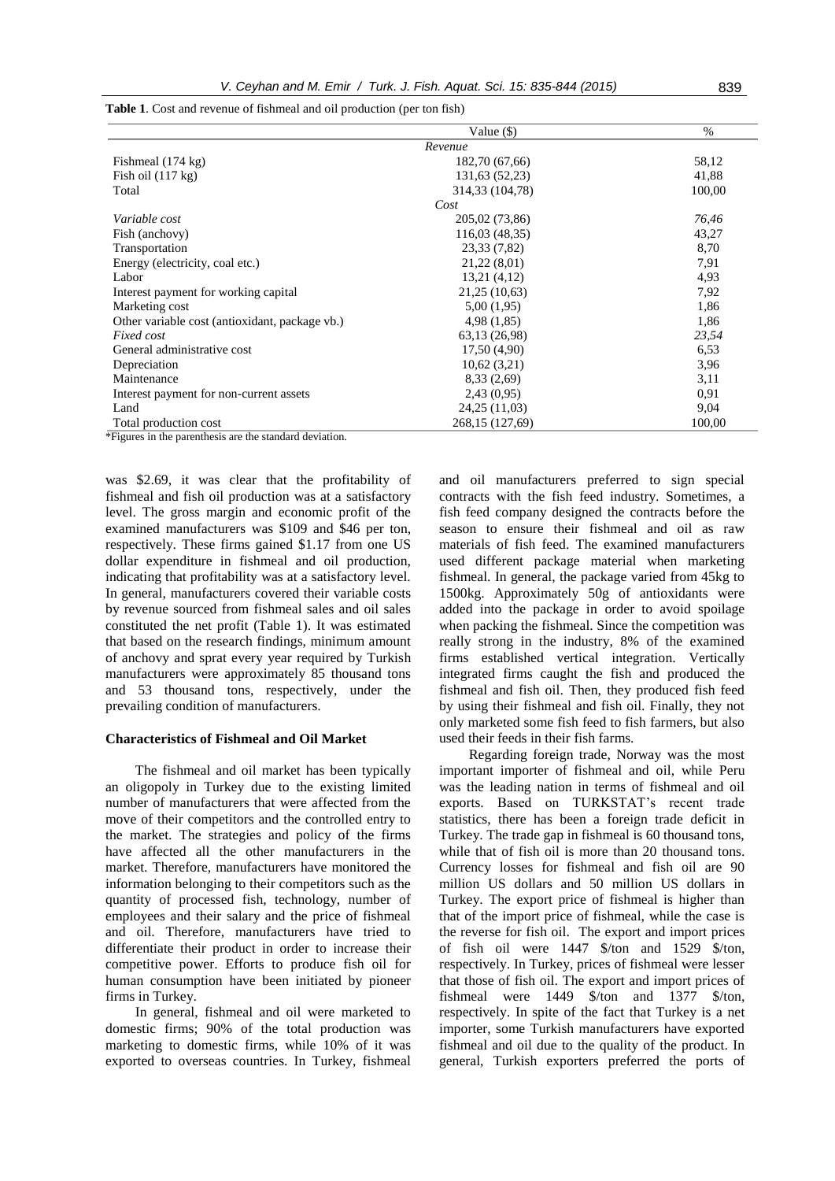**Table 1**. Cost and revenue of fishmeal and oil production (per ton fish)

| | Value ($) | % |
|---|---|---|
| | *Revenue* | |
| Fishmeal (174 kg) | 182,70 (67,66) | 58,12 |
| Fish oil (117 kg) | 131,63 (52,23) | 41,88 |
| Total | 314,33 (104,78) | 100,00 |
| | *Cost* | |
| *Variable cost* | 205,02 (73,86) | *76,46* |
| Fish (anchovy) | 116,03 (48,35) | 43,27 |
| Transportation | 23,33 (7,82) | 8,70 |
| Energy (electricity, coal etc.) | 21,22 (8,01) | 7,91 |
| Labor | 13,21 (4,12) | 4,93 |
| Interest payment for working capital | 21,25 (10,63) | 7,92 |
| Marketing cost | 5,00 (1,95) | 1,86 |
| Other variable cost (antioxidant, package vb.) | 4,98 (1,85) | 1,86 |
| *Fixed cost* | 63,13 (26,98) | *23,54* |
| General administrative cost | 17,50 (4,90) | 6,53 |
| Depreciation | 10,62 (3,21) | 3,96 |
| Maintenance | 8,33 (2,69) | 3,11 |
| Interest payment for non-current assets | 2,43 (0,95) | 0,91 |
| Land | 24,25 (11,03) | 9,04 |
| Total production cost | 268,15 (127,69) | 100,00 |

*Figures in the parenthesis are the standard deviation.

was $2.69, it was clear that the profitability of fishmeal and fish oil production was at a satisfactory level. The gross margin and economic profit of the examined manufacturers was $109 and $46 per ton, respectively. These firms gained $1.17 from one US dollar expenditure in fishmeal and oil production, indicating that profitability was at a satisfactory level. In general, manufacturers covered their variable costs by revenue sourced from fishmeal sales and oil sales constituted the net profit (Table 1). It was estimated that based on the research findings, minimum amount of anchovy and sprat every year required by Turkish manufacturers were approximately 85 thousand tons and 53 thousand tons, respectively, under the prevailing condition of manufacturers.

### Characteristics of Fishmeal and Oil Market

The fishmeal and oil market has been typically an oligopoly in Turkey due to the existing limited number of manufacturers that were affected from the move of their competitors and the controlled entry to the market. The strategies and policy of the firms have affected all the other manufacturers in the market. Therefore, manufacturers have monitored the information belonging to their competitors such as the quantity of processed fish, technology, number of employees and their salary and the price of fishmeal and oil. Therefore, manufacturers have tried to differentiate their product in order to increase their competitive power. Efforts to produce fish oil for human consumption have been initiated by pioneer firms in Turkey.

In general, fishmeal and oil were marketed to domestic firms; 90% of the total production was marketing to domestic firms, while 10% of it was exported to overseas countries. In Turkey, fishmeal and oil manufacturers preferred to sign special contracts with the fish feed industry. Sometimes, a fish feed company designed the contracts before the season to ensure their fishmeal and oil as raw materials of fish feed. The examined manufacturers used different package material when marketing fishmeal. In general, the package varied from 45kg to 1500kg. Approximately 50g of antioxidants were added into the package in order to avoid spoilage when packing the fishmeal. Since the competition was really strong in the industry, 8% of the examined firms established vertical integration. Vertically integrated firms caught the fish and produced the fishmeal and fish oil. Then, they produced fish feed by using their fishmeal and fish oil. Finally, they not only marketed some fish feed to fish farmers, but also used their feeds in their fish farms.

Regarding foreign trade, Norway was the most important importer of fishmeal and oil, while Peru was the leading nation in terms of fishmeal and oil exports. Based on TURKSTAT's recent trade statistics, there has been a foreign trade deficit in Turkey. The trade gap in fishmeal is 60 thousand tons, while that of fish oil is more than 20 thousand tons. Currency losses for fishmeal and fish oil are 90 million US dollars and 50 million US dollars in Turkey. The export price of fishmeal is higher than that of the import price of fishmeal, while the case is the reverse for fish oil. The export and import prices of fish oil were 1447 $/ton and 1529 $/ton, respectively. In Turkey, prices of fishmeal were lesser that those of fish oil. The export and import prices of fishmeal were 1449 $/ton and 1377 $/ton, respectively. In spite of the fact that Turkey is a net importer, some Turkish manufacturers have exported fishmeal and oil due to the quality of the product. In general, Turkish exporters preferred the ports of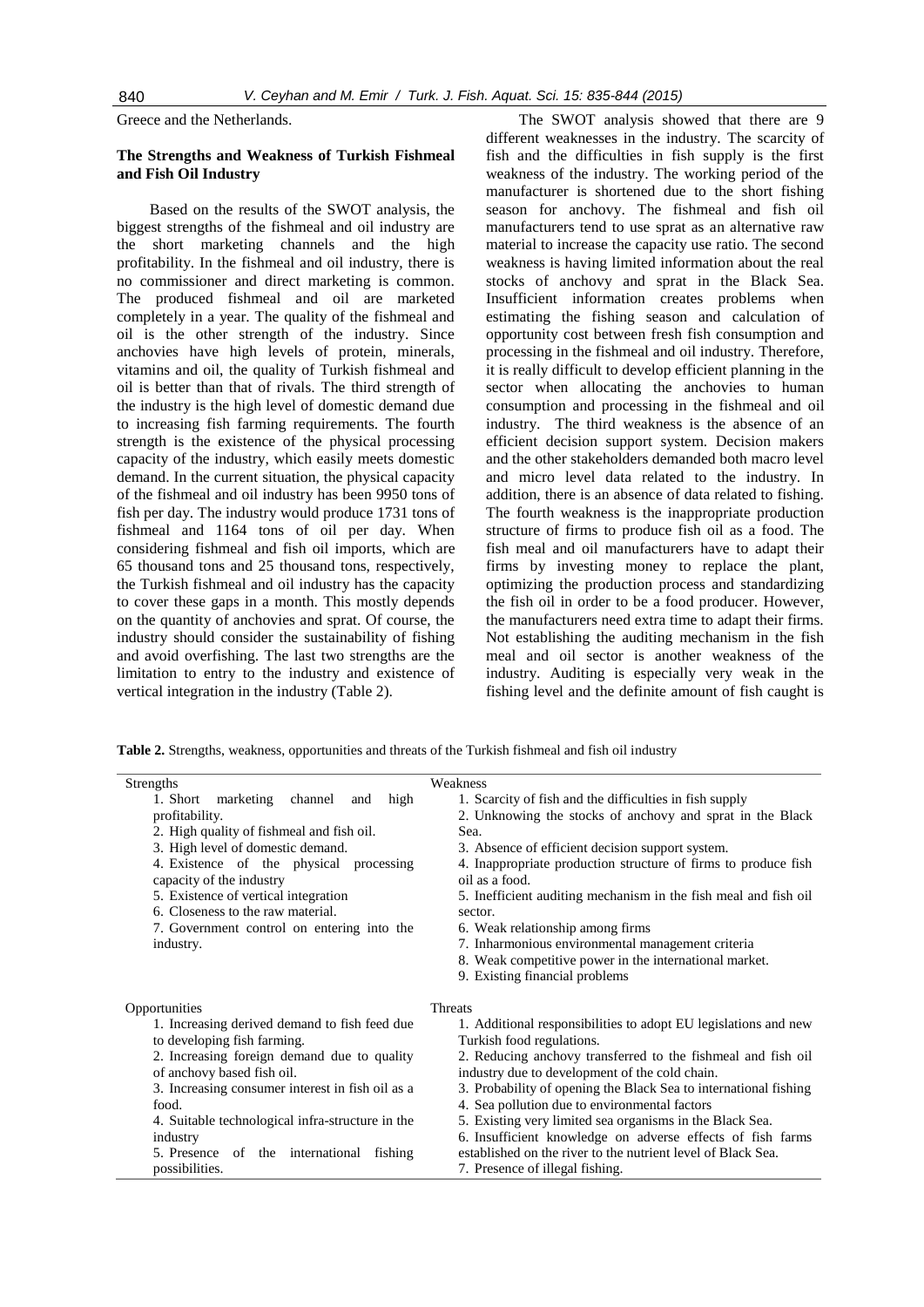Greece and the Netherlands.

### The Strengths and Weakness of Turkish Fishmeal and Fish Oil Industry

Based on the results of the SWOT analysis, the biggest strengths of the fishmeal and oil industry are the short marketing channels and the high profitability. In the fishmeal and oil industry, there is no commissioner and direct marketing is common. The produced fishmeal and oil are marketed completely in a year. The quality of the fishmeal and oil is the other strength of the industry. Since anchovies have high levels of protein, minerals, vitamins and oil, the quality of Turkish fishmeal and oil is better than that of rivals. The third strength of the industry is the high level of domestic demand due to increasing fish farming requirements. The fourth strength is the existence of the physical processing capacity of the industry, which easily meets domestic demand. In the current situation, the physical capacity of the fishmeal and oil industry has been 9950 tons of fish per day. The industry would produce 1731 tons of fishmeal and 1164 tons of oil per day. When considering fishmeal and fish oil imports, which are 65 thousand tons and 25 thousand tons, respectively, the Turkish fishmeal and oil industry has the capacity to cover these gaps in a month. This mostly depends on the quantity of anchovies and sprat. Of course, the industry should consider the sustainability of fishing and avoid overfishing. The last two strengths are the limitation to entry to the industry and existence of vertical integration in the industry (Table 2).

The SWOT analysis showed that there are 9 different weaknesses in the industry. The scarcity of fish and the difficulties in fish supply is the first weakness of the industry. The working period of the manufacturer is shortened due to the short fishing season for anchovy. The fishmeal and fish oil manufacturers tend to use sprat as an alternative raw material to increase the capacity use ratio. The second weakness is having limited information about the real stocks of anchovy and sprat in the Black Sea. Insufficient information creates problems when estimating the fishing season and calculation of opportunity cost between fresh fish consumption and processing in the fishmeal and oil industry. Therefore, it is really difficult to develop efficient planning in the sector when allocating the anchovies to human consumption and processing in the fishmeal and oil industry. The third weakness is the absence of an efficient decision support system. Decision makers and the other stakeholders demanded both macro level and micro level data related to the industry. In addition, there is an absence of data related to fishing. The fourth weakness is the inappropriate production structure of firms to produce fish oil as a food. The fish meal and oil manufacturers have to adapt their firms by investing money to replace the plant, optimizing the production process and standardizing the fish oil in order to be a food producer. However, the manufacturers need extra time to adapt their firms. Not establishing the auditing mechanism in the fish meal and oil sector is another weakness of the industry. Auditing is especially very weak in the fishing level and the definite amount of fish caught is

**Table 2.** Strengths, weakness, opportunities and threats of the Turkish fishmeal and fish oil industry

| Strengths | Weakness |
|---|---|
| 1. Short marketing channel and high profitability.<br>2. High quality of fishmeal and fish oil.<br>3. High level of domestic demand.<br>4. Existence of the physical processing capacity of the industry<br>5. Existence of vertical integration<br>6. Closeness to the raw material.<br>7. Government control on entering into the industry. | 1. Scarcity of fish and the difficulties in fish supply<br>2. Unknowing the stocks of anchovy and sprat in the Black Sea.<br>3. Absence of efficient decision support system.<br>4. Inappropriate production structure of firms to produce fish oil as a food.<br>5. Inefficient auditing mechanism in the fish meal and fish oil sector.<br>6. Weak relationship among firms<br>7. Inharmonious environmental management criteria<br>8. Weak competitive power in the international market.<br>9. Existing financial problems |
| **Opportunities** | **Threats** |
| 1. Increasing derived demand to fish feed due to developing fish farming.<br>2. Increasing foreign demand due to quality of anchovy based fish oil.<br>3. Increasing consumer interest in fish oil as a food.<br>4. Suitable technological infra-structure in the industry<br>5. Presence of the international fishing possibilities. | 1. Additional responsibilities to adopt EU legislations and new Turkish food regulations.<br>2. Reducing anchovy transferred to the fishmeal and fish oil industry due to development of the cold chain.<br>3. Probability of opening the Black Sea to international fishing<br>4. Sea pollution due to environmental factors<br>5. Existing very limited sea organisms in the Black Sea.<br>6. Insufficient knowledge on adverse effects of fish farms established on the river to the nutrient level of Black Sea.<br>7. Presence of illegal fishing. |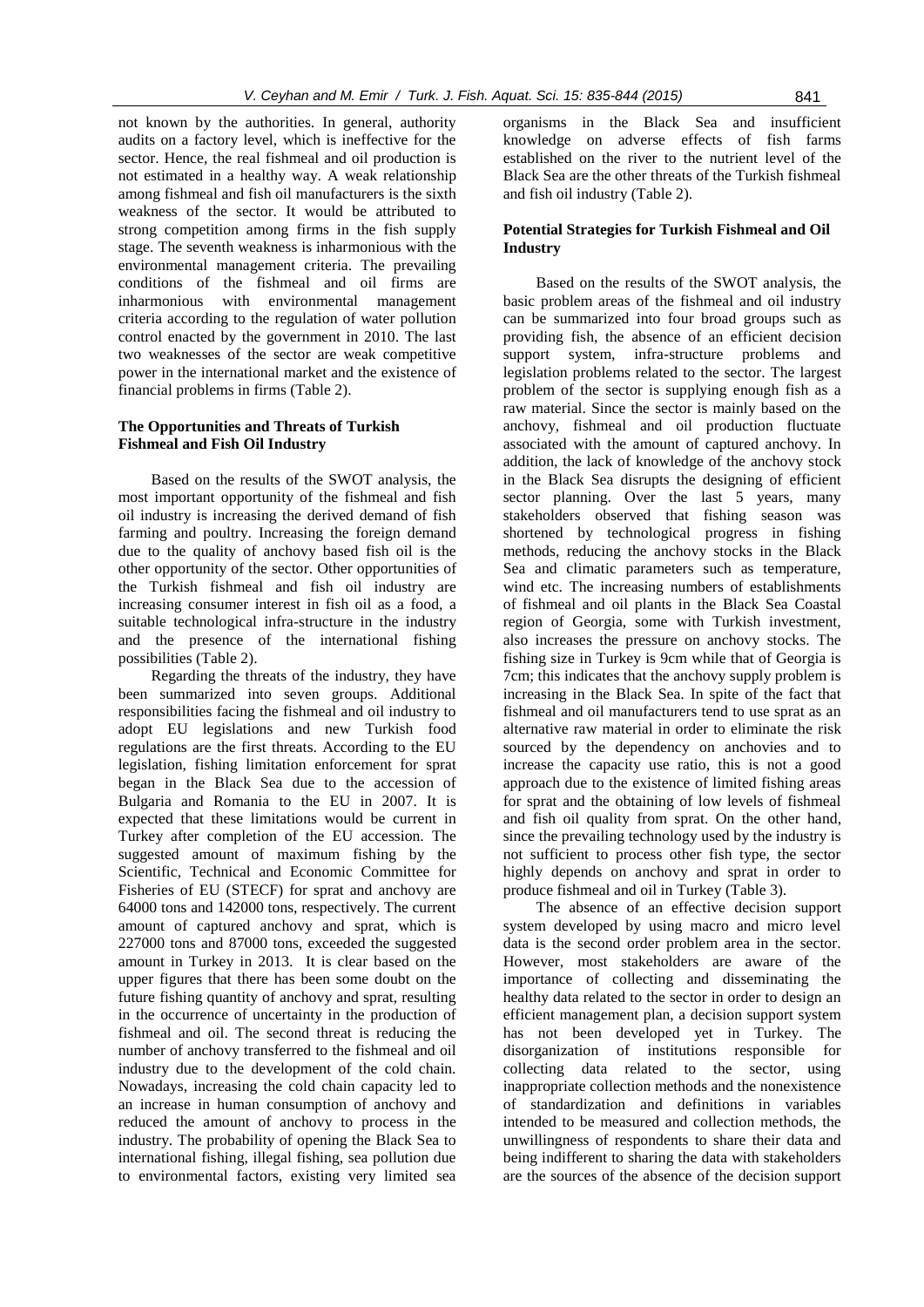not known by the authorities. In general, authority audits on a factory level, which is ineffective for the sector. Hence, the real fishmeal and oil production is not estimated in a healthy way. A weak relationship among fishmeal and fish oil manufacturers is the sixth weakness of the sector. It would be attributed to strong competition among firms in the fish supply stage. The seventh weakness is inharmonious with the environmental management criteria. The prevailing conditions of the fishmeal and oil firms are inharmonious with environmental management criteria according to the regulation of water pollution control enacted by the government in 2010. The last two weaknesses of the sector are weak competitive power in the international market and the existence of financial problems in firms (Table 2).

### The Opportunities and Threats of Turkish Fishmeal and Fish Oil Industry

Based on the results of the SWOT analysis, the most important opportunity of the fishmeal and fish oil industry is increasing the derived demand of fish farming and poultry. Increasing the foreign demand due to the quality of anchovy based fish oil is the other opportunity of the sector. Other opportunities of the Turkish fishmeal and fish oil industry are increasing consumer interest in fish oil as a food, a suitable technological infra-structure in the industry and the presence of the international fishing possibilities (Table 2).

Regarding the threats of the industry, they have been summarized into seven groups. Additional responsibilities facing the fishmeal and oil industry to adopt EU legislations and new Turkish food regulations are the first threats. According to the EU legislation, fishing limitation enforcement for sprat began in the Black Sea due to the accession of Bulgaria and Romania to the EU in 2007. It is expected that these limitations would be current in Turkey after completion of the EU accession. The suggested amount of maximum fishing by the Scientific, Technical and Economic Committee for Fisheries of EU (STECF) for sprat and anchovy are 64000 tons and 142000 tons, respectively. The current amount of captured anchovy and sprat, which is 227000 tons and 87000 tons, exceeded the suggested amount in Turkey in 2013. It is clear based on the upper figures that there has been some doubt on the future fishing quantity of anchovy and sprat, resulting in the occurrence of uncertainty in the production of fishmeal and oil. The second threat is reducing the number of anchovy transferred to the fishmeal and oil industry due to the development of the cold chain. Nowadays, increasing the cold chain capacity led to an increase in human consumption of anchovy and reduced the amount of anchovy to process in the industry. The probability of opening the Black Sea to international fishing, illegal fishing, sea pollution due to environmental factors, existing very limited sea organisms in the Black Sea and insufficient knowledge on adverse effects of fish farms established on the river to the nutrient level of the Black Sea are the other threats of the Turkish fishmeal and fish oil industry (Table 2).

### Potential Strategies for Turkish Fishmeal and Oil Industry

Based on the results of the SWOT analysis, the basic problem areas of the fishmeal and oil industry can be summarized into four broad groups such as providing fish, the absence of an efficient decision support system, infra-structure problems and legislation problems related to the sector. The largest problem of the sector is supplying enough fish as a raw material. Since the sector is mainly based on the anchovy, fishmeal and oil production fluctuate associated with the amount of captured anchovy. In addition, the lack of knowledge of the anchovy stock in the Black Sea disrupts the designing of efficient sector planning. Over the last 5 years, many stakeholders observed that fishing season was shortened by technological progress in fishing methods, reducing the anchovy stocks in the Black Sea and climatic parameters such as temperature, wind etc. The increasing numbers of establishments of fishmeal and oil plants in the Black Sea Coastal region of Georgia, some with Turkish investment, also increases the pressure on anchovy stocks. The fishing size in Turkey is 9cm while that of Georgia is 7cm; this indicates that the anchovy supply problem is increasing in the Black Sea. In spite of the fact that fishmeal and oil manufacturers tend to use sprat as an alternative raw material in order to eliminate the risk sourced by the dependency on anchovies and to increase the capacity use ratio, this is not a good approach due to the existence of limited fishing areas for sprat and the obtaining of low levels of fishmeal and fish oil quality from sprat. On the other hand, since the prevailing technology used by the industry is not sufficient to process other fish type, the sector highly depends on anchovy and sprat in order to produce fishmeal and oil in Turkey (Table 3).

The absence of an effective decision support system developed by using macro and micro level data is the second order problem area in the sector. However, most stakeholders are aware of the importance of collecting and disseminating the healthy data related to the sector in order to design an efficient management plan, a decision support system has not been developed yet in Turkey. The disorganization of institutions responsible for collecting data related to the sector, using inappropriate collection methods and the nonexistence of standardization and definitions in variables intended to be measured and collection methods, the unwillingness of respondents to share their data and being indifferent to sharing the data with stakeholders are the sources of the absence of the decision support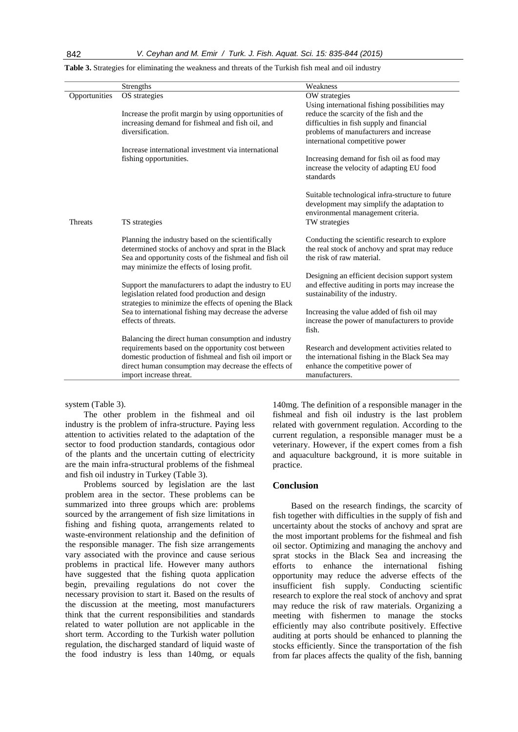**Table 3.** Strategies for eliminating the weakness and threats of the Turkish fish meal and oil industry

| | Strengths | Weakness |
|---|---|---|
| Opportunities | OS strategies<br><br>Increase the profit margin by using opportunities of increasing demand for fishmeal and fish oil, and diversification.<br><br>Increase international investment via international fishing opportunities. | OW strategies<br>Using international fishing possibilities may reduce the scarcity of the fish and the difficulties in fish supply and financial problems of manufacturers and increase international competitive power<br><br>Increasing demand for fish oil as food may increase the velocity of adapting EU food standards<br><br>Suitable technological infra-structure to future development may simplify the adaptation to environmental management criteria. |
| Threats | TS strategies<br><br>Planning the industry based on the scientifically determined stocks of anchovy and sprat in the Black Sea and opportunity costs of the fishmeal and fish oil may minimize the effects of losing profit.<br><br>Support the manufacturers to adapt the industry to EU legislation related food production and design strategies to minimize the effects of opening the Black Sea to international fishing may decrease the adverse effects of threats.<br><br>Balancing the direct human consumption and industry requirements based on the opportunity cost between domestic production of fishmeal and fish oil import or direct human consumption may decrease the effects of import increase threat. | TW strategies<br><br>Conducting the scientific research to explore the real stock of anchovy and sprat may reduce the risk of raw material.<br><br>Designing an efficient decision support system and effective auditing in ports may increase the sustainability of the industry.<br><br>Increasing the value added of fish oil may increase the power of manufacturers to provide fish.<br><br>Research and development activities related to the international fishing in the Black Sea may enhance the competitive power of manufacturers. |

system (Table 3).

The other problem in the fishmeal and oil industry is the problem of infra-structure. Paying less attention to activities related to the adaptation of the sector to food production standards, contagious odor of the plants and the uncertain cutting of electricity are the main infra-structural problems of the fishmeal and fish oil industry in Turkey (Table 3).

Problems sourced by legislation are the last problem area in the sector. These problems can be summarized into three groups which are: problems sourced by the arrangement of fish size limitations in fishing and fishing quota, arrangements related to waste-environment relationship and the definition of the responsible manager. The fish size arrangements vary associated with the province and cause serious problems in practical life. However many authors have suggested that the fishing quota application begin, prevailing regulations do not cover the necessary provision to start it. Based on the results of the discussion at the meeting, most manufacturers think that the current responsibilities and standards related to water pollution are not applicable in the short term. According to the Turkish water pollution regulation, the discharged standard of liquid waste of the food industry is less than 140mg, or equals 140mg. The definition of a responsible manager in the fishmeal and fish oil industry is the last problem related with government regulation. According to the current regulation, a responsible manager must be a veterinary. However, if the expert comes from a fish and aquaculture background, it is more suitable in practice.

## Conclusion

Based on the research findings, the scarcity of fish together with difficulties in the supply of fish and uncertainty about the stocks of anchovy and sprat are the most important problems for the fishmeal and fish oil sector. Optimizing and managing the anchovy and sprat stocks in the Black Sea and increasing the efforts to enhance the international fishing opportunity may reduce the adverse effects of the insufficient fish supply. Conducting scientific research to explore the real stock of anchovy and sprat may reduce the risk of raw materials. Organizing a meeting with fishermen to manage the stocks efficiently may also contribute positively. Effective auditing at ports should be enhanced to planning the stocks efficiently. Since the transportation of the fish from far places affects the quality of the fish, banning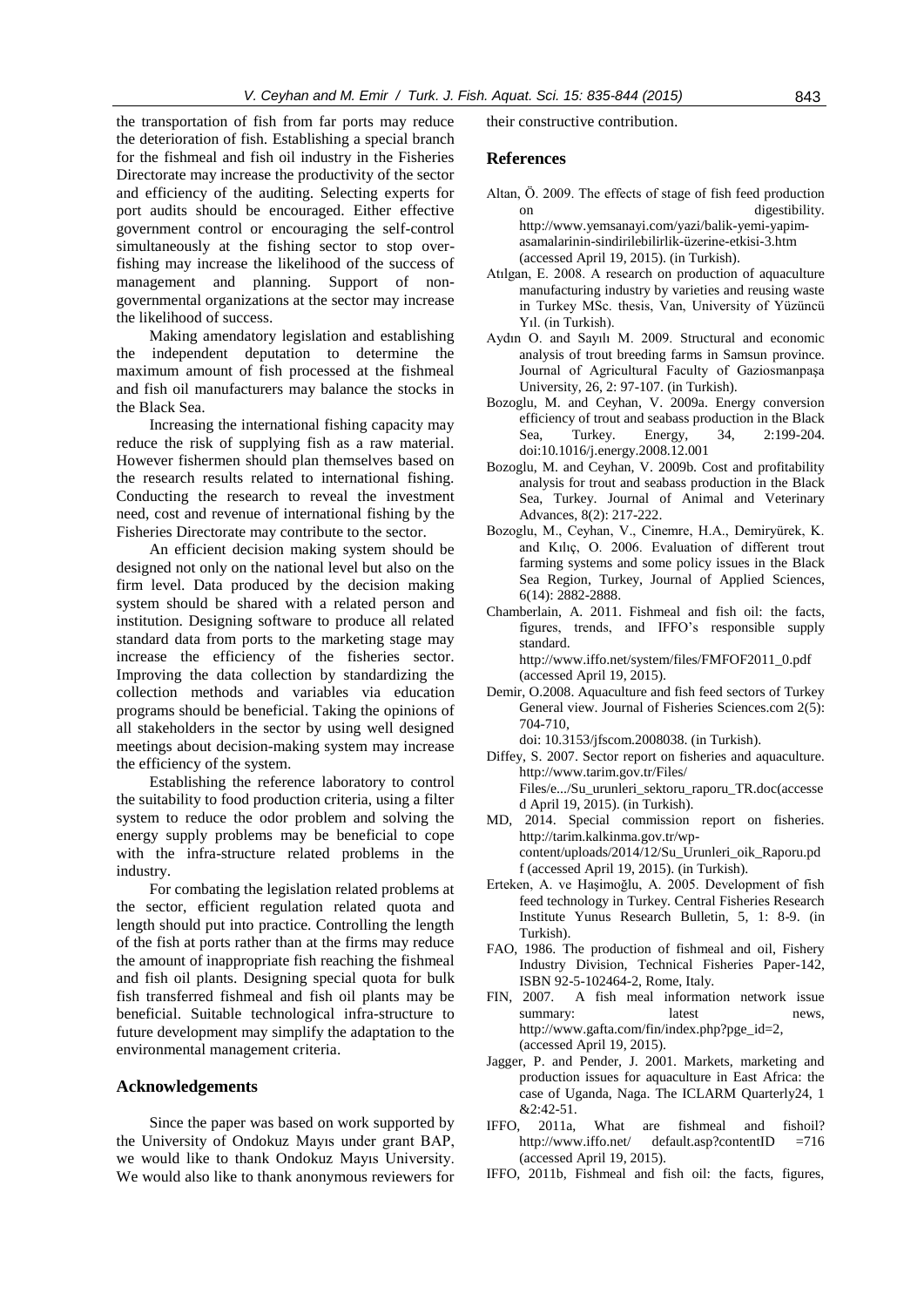the transportation of fish from far ports may reduce the deterioration of fish. Establishing a special branch for the fishmeal and fish oil industry in the Fisheries Directorate may increase the productivity of the sector and efficiency of the auditing. Selecting experts for port audits should be encouraged. Either effective government control or encouraging the self-control simultaneously at the fishing sector to stop over-fishing may increase the likelihood of the success of management and planning. Support of non-governmental organizations at the sector may increase the likelihood of success.

Making amendatory legislation and establishing the independent deputation to determine the maximum amount of fish processed at the fishmeal and fish oil manufacturers may balance the stocks in the Black Sea.

Increasing the international fishing capacity may reduce the risk of supplying fish as a raw material. However fishermen should plan themselves based on the research results related to international fishing. Conducting the research to reveal the investment need, cost and revenue of international fishing by the Fisheries Directorate may contribute to the sector.

An efficient decision making system should be designed not only on the national level but also on the firm level. Data produced by the decision making system should be shared with a related person and institution. Designing software to produce all related standard data from ports to the marketing stage may increase the efficiency of the fisheries sector. Improving the data collection by standardizing the collection methods and variables via education programs should be beneficial. Taking the opinions of all stakeholders in the sector by using well designed meetings about decision-making system may increase the efficiency of the system.

Establishing the reference laboratory to control the suitability to food production criteria, using a filter system to reduce the odor problem and solving the energy supply problems may be beneficial to cope with the infra-structure related problems in the industry.

For combating the legislation related problems at the sector, efficient regulation related quota and length should put into practice. Controlling the length of the fish at ports rather than at the firms may reduce the amount of inappropriate fish reaching the fishmeal and fish oil plants. Designing special quota for bulk fish transferred fishmeal and fish oil plants may be beneficial. Suitable technological infra-structure to future development may simplify the adaptation to the environmental management criteria.

## Acknowledgements

Since the paper was based on work supported by the University of Ondokuz Mayıs under grant BAP, we would like to thank Ondokuz Mayıs University. We would also like to thank anonymous reviewers for their constructive contribution.

## References

Altan, Ö. 2009. The effects of stage of fish feed production on digestibility. http://www.yemsanayi.com/yazi/balik-yemi-yapim-asamalarinin-sindirilebilirlik-üzerine-etkisi-3.htm (accessed April 19, 2015). (in Turkish).

Atılgan, E. 2008. A research on production of aquaculture manufacturing industry by varieties and reusing waste in Turkey MSc. thesis, Van, University of Yüzüncü Yıl. (in Turkish).

Aydın O. and Sayılı M. 2009. Structural and economic analysis of trout breeding farms in Samsun province. Journal of Agricultural Faculty of Gaziosmanpaşa University, 26, 2: 97-107. (in Turkish).

Bozoglu, M. and Ceyhan, V. 2009a. Energy conversion efficiency of trout and seabass production in the Black Sea, Turkey. Energy, 34, 2:199-204. doi:10.1016/j.energy.2008.12.001

Bozoglu, M. and Ceyhan, V. 2009b. Cost and profitability analysis for trout and seabass production in the Black Sea, Turkey. Journal of Animal and Veterinary Advances, 8(2): 217-222.

Bozoglu, M., Ceyhan, V., Cinemre, H.A., Demiryürek, K. and Kılıç, O. 2006. Evaluation of different trout farming systems and some policy issues in the Black Sea Region, Turkey, Journal of Applied Sciences, 6(14): 2882-2888.

Chamberlain, A. 2011. Fishmeal and fish oil: the facts, figures, trends, and IFFO's responsible supply standard. http://www.iffo.net/system/files/FMFOF2011_0.pdf (accessed April 19, 2015).

Demir, O.2008. Aquaculture and fish feed sectors of Turkey General view. Journal of Fisheries Sciences.com 2(5): 704-710, doi: 10.3153/jfscom.2008038. (in Turkish).

Diffey, S. 2007. Sector report on fisheries and aquaculture. http://www.tarim.gov.tr/Files/ Files/e.../Su_urunleri_sektoru_raporu_TR.doc(accessed April 19, 2015). (in Turkish).

MD, 2014. Special commission report on fisheries. http://tarim.kalkinma.gov.tr/wp-content/uploads/2014/12/Su_Urunleri_oik_Raporu.pdf (accessed April 19, 2015). (in Turkish).

Erteken, A. ve Haşimoğlu, A. 2005. Development of fish feed technology in Turkey. Central Fisheries Research Institute Yunus Research Bulletin, 5, 1: 8-9. (in Turkish).

FAO, 1986. The production of fishmeal and oil, Fishery Industry Division, Technical Fisheries Paper-142, ISBN 92-5-102464-2, Rome, Italy.

FIN, 2007. A fish meal information network issue summary: latest news, http://www.gafta.com/fin/index.php?pge_id=2, (accessed April 19, 2015).

Jagger, P. and Pender, J. 2001. Markets, marketing and production issues for aquaculture in East Africa: the case of Uganda, Naga. The ICLARM Quarterly24, 1 &2:42-51.

IFFO, 2011a, What are fishmeal and fishoil? http://www.iffo.net/ default.asp?contentID =716 (accessed April 19, 2015).

IFFO, 2011b, Fishmeal and fish oil: the facts, figures,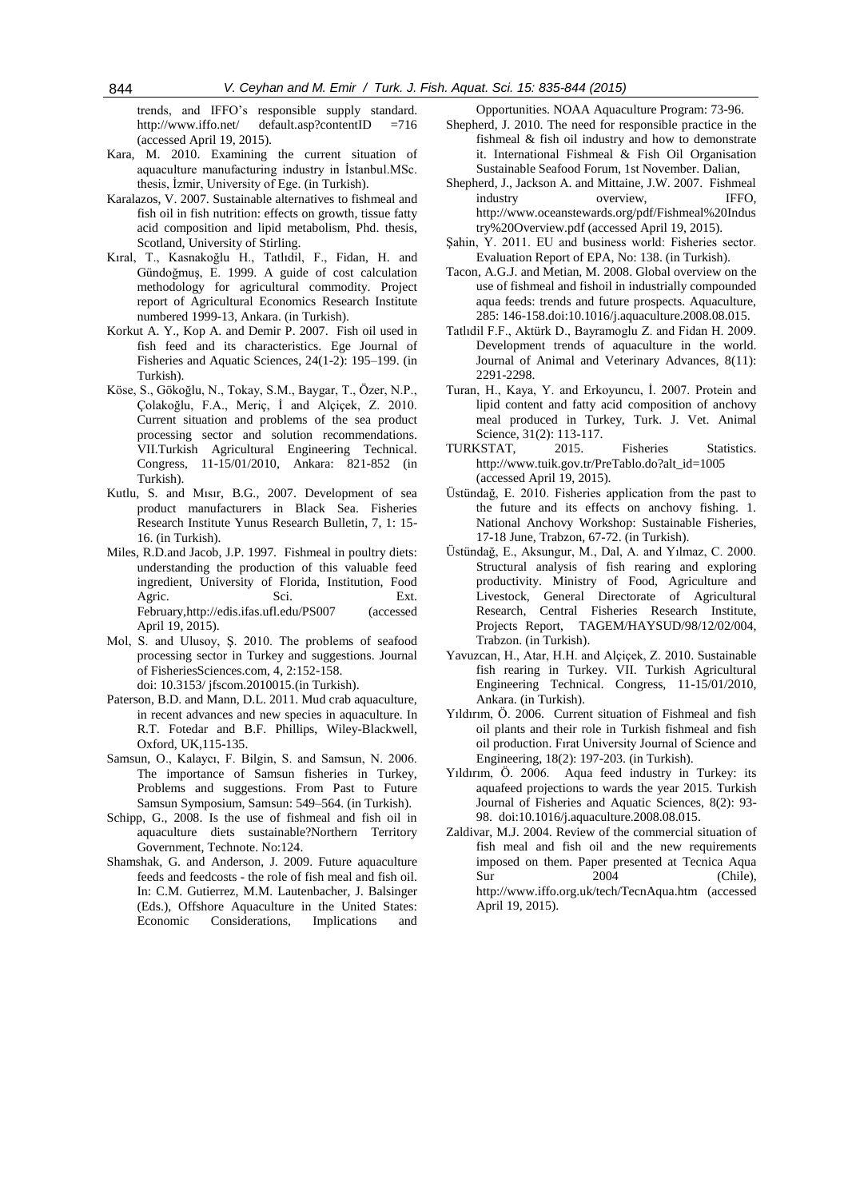trends, and IFFO's responsible supply standard. http://www.iffo.net/ default.asp?contentID =716 (accessed April 19, 2015).

Kara, M. 2010. Examining the current situation of aquaculture manufacturing industry in İstanbul.MSc. thesis, İzmir, University of Ege. (in Turkish).

Karalazos, V. 2007. Sustainable alternatives to fishmeal and fish oil in fish nutrition: effects on growth, tissue fatty acid composition and lipid metabolism, Phd. thesis, Scotland, University of Stirling.

Kıral, T., Kasnakoğlu H., Tatlıdil, F., Fidan, H. and Gündoğmuş, E. 1999. A guide of cost calculation methodology for agricultural commodity. Project report of Agricultural Economics Research Institute numbered 1999-13, Ankara. (in Turkish).

Korkut A. Y., Kop A. and Demir P. 2007. Fish oil used in fish feed and its characteristics. Ege Journal of Fisheries and Aquatic Sciences, 24(1-2): 195–199. (in Turkish).

Köse, S., Gökoğlu, N., Tokay, S.M., Baygar, T., Özer, N.P., Çolakoğlu, F.A., Meriç, İ and Alçiçek, Z. 2010. Current situation and problems of the sea product processing sector and solution recommendations. VII.Turkish Agricultural Engineering Technical. Congress, 11-15/01/2010, Ankara: 821-852 (in Turkish).

Kutlu, S. and Mısır, B.G., 2007. Development of sea product manufacturers in Black Sea. Fisheries Research Institute Yunus Research Bulletin, 7, 1: 15-16. (in Turkish).

Miles, R.D.and Jacob, J.P. 1997. Fishmeal in poultry diets: understanding the production of this valuable feed ingredient, University of Florida, Institution, Food Agric. Sci. Ext. February,http://edis.ifas.ufl.edu/PS007 (accessed April 19, 2015).

Mol, S. and Ulusoy, Ş. 2010. The problems of seafood processing sector in Turkey and suggestions. Journal of FisheriesSciences.com, 4, 2:152-158. doi: 10.3153/ jfscom.2010015.(in Turkish).

Paterson, B.D. and Mann, D.L. 2011. Mud crab aquaculture, in recent advances and new species in aquaculture. In R.T. Fotedar and B.F. Phillips, Wiley-Blackwell, Oxford, UK,115-135.

Samsun, O., Kalaycı, F. Bilgin, S. and Samsun, N. 2006. The importance of Samsun fisheries in Turkey, Problems and suggestions. From Past to Future Samsun Symposium, Samsun: 549–564. (in Turkish).

Schipp, G., 2008. Is the use of fishmeal and fish oil in aquaculture diets sustainable?Northern Territory Government, Technote. No:124.

Shamshak, G. and Anderson, J. 2009. Future aquaculture feeds and feedcosts - the role of fish meal and fish oil. In: C.M. Gutierrez, M.M. Lautenbacher, J. Balsinger (Eds.), Offshore Aquaculture in the United States: Economic Considerations, Implications and Opportunities. NOAA Aquaculture Program: 73-96.

Shepherd, J. 2010. The need for responsible practice in the fishmeal & fish oil industry and how to demonstrate it. International Fishmeal & Fish Oil Organisation Sustainable Seafood Forum, 1st November. Dalian,

Shepherd, J., Jackson A. and Mittaine, J.W. 2007. Fishmeal industry overview, IFFO, http://www.oceanstewards.org/pdf/Fishmeal%20Industry%20Overview.pdf (accessed April 19, 2015).

Şahin, Y. 2011. EU and business world: Fisheries sector. Evaluation Report of EPA, No: 138. (in Turkish).

Tacon, A.G.J. and Metian, M. 2008. Global overview on the use of fishmeal and fishoil in industrially compounded aqua feeds: trends and future prospects. Aquaculture, 285: 146-158.doi:10.1016/j.aquaculture.2008.08.015.

Tatlıdil F.F., Aktürk D., Bayramoglu Z. and Fidan H. 2009. Development trends of aquaculture in the world. Journal of Animal and Veterinary Advances, 8(11): 2291-2298.

Turan, H., Kaya, Y. and Erkoyuncu, İ. 2007. Protein and lipid content and fatty acid composition of anchovy meal produced in Turkey, Turk. J. Vet. Animal Science, 31(2): 113-117.

TURKSTAT, 2015. Fisheries Statistics. http://www.tuik.gov.tr/PreTablo.do?alt_id=1005 (accessed April 19, 2015).

Üstündağ, E. 2010. Fisheries application from the past to the future and its effects on anchovy fishing. 1. National Anchovy Workshop: Sustainable Fisheries, 17-18 June, Trabzon, 67-72. (in Turkish).

Üstündağ, E., Aksungur, M., Dal, A. and Yılmaz, C. 2000. Structural analysis of fish rearing and exploring productivity. Ministry of Food, Agriculture and Livestock, General Directorate of Agricultural Research, Central Fisheries Research Institute, Projects Report, TAGEM/HAYSUD/98/12/02/004, Trabzon. (in Turkish).

Yavuzcan, H., Atar, H.H. and Alçiçek, Z. 2010. Sustainable fish rearing in Turkey. VII. Turkish Agricultural Engineering Technical. Congress, 11-15/01/2010, Ankara. (in Turkish).

Yıldırım, Ö. 2006. Current situation of Fishmeal and fish oil plants and their role in Turkish fishmeal and fish oil production. Fırat University Journal of Science and Engineering, 18(2): 197-203. (in Turkish).

Yıldırım, Ö. 2006. Aqua feed industry in Turkey: its aquafeed projections to wards the year 2015. Turkish Journal of Fisheries and Aquatic Sciences, 8(2): 93-98. doi:10.1016/j.aquaculture.2008.08.015.

Zaldivar, M.J. 2004. Review of the commercial situation of fish meal and fish oil and the new requirements imposed on them. Paper presented at Tecnica Aqua Sur 2004 (Chile), http://www.iffo.org.uk/tech/TecnAqua.htm (accessed April 19, 2015).